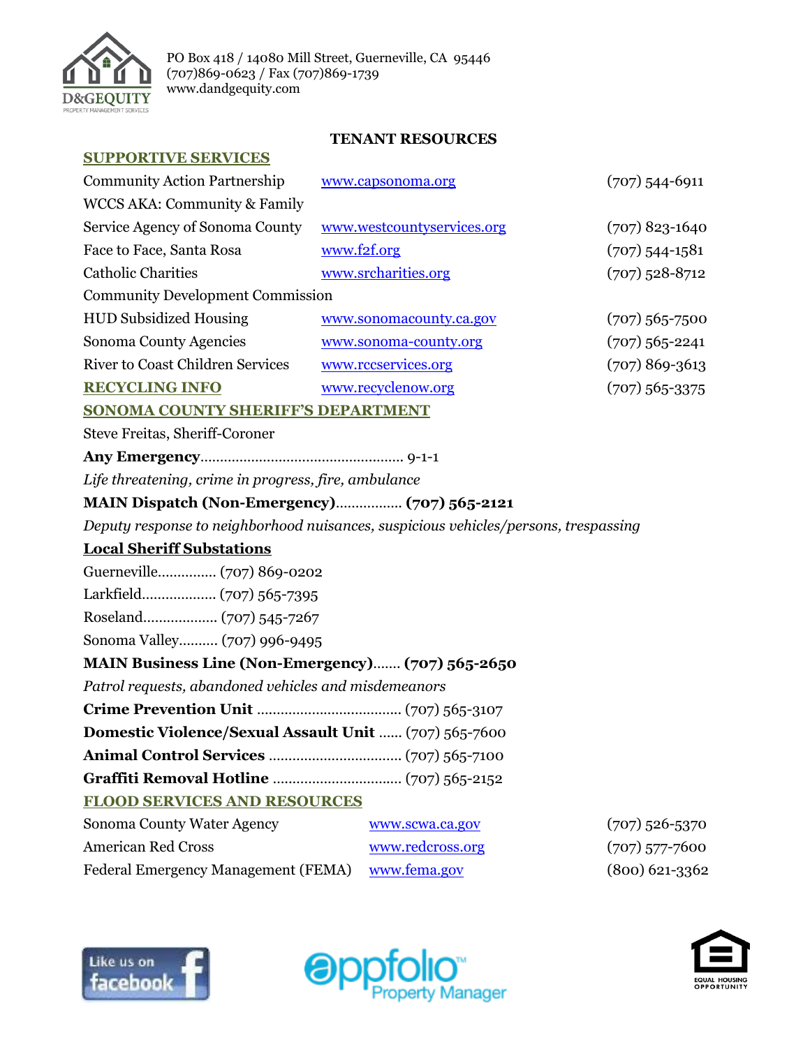PO Box 418 / 14080 Mill Street, Guerneville, CA 95446
(707)869-0623 / Fax (707)869-1739
www.dandgequity.com

# TENANT RESOURCES

## SUPPORTIVE SERVICES

| | | |
|---|---|---|
| Community Action Partnership | www.capsonoma.org | (707) 544-6911 |
| WCCS AKA: Community & Family Service Agency of Sonoma County | www.westcountyservices.org | (707) 823-1640 |
| Face to Face, Santa Rosa | www.f2f.org | (707) 544-1581 |
| Catholic Charities | www.srcharities.org | (707) 528-8712 |
| Community Development Commission HUD Subsidized Housing | www.sonomacounty.ca.gov | (707) 565-7500 |
| Sonoma County Agencies | www.sonoma-county.org | (707) 565-2241 |
| River to Coast Children Services | www.rccservices.org | (707) 869-3613 |
| **RECYCLING INFO** | www.recyclenow.org | (707) 565-3375 |

## SONOMA COUNTY SHERIFF'S DEPARTMENT

Steve Freitas, Sheriff-Coroner

**Any Emergency**.................................................... 9-1-1

*Life threatening, crime in progress, fire, ambulance*

**MAIN Dispatch (Non-Emergency)**................. **(707) 565-2121**

*Deputy response to neighborhood nuisances, suspicious vehicles/persons, trespassing*

**Local Sheriff Substations**

Guerneville............... (707) 869-0202

Larkfield................... (707) 565-7395

Roseland................... (707) 545-7267

Sonoma Valley.......... (707) 996-9495

**MAIN Business Line (Non-Emergency)**....... **(707) 565-2650**

*Patrol requests, abandoned vehicles and misdemeanors*

**Crime Prevention Unit** ..................................... (707) 565-3107

**Domestic Violence/Sexual Assault Unit** ...... (707) 565-7600

**Animal Control Services** .................................. (707) 565-7100

**Graffiti Removal Hotline** ................................. (707) 565-2152

## FLOOD SERVICES AND RESOURCES

| | | |
|---|---|---|
| Sonoma County Water Agency | www.scwa.ca.gov | (707) 526-5370 |
| American Red Cross | www.redcross.org | (707) 577-7600 |
| Federal Emergency Management (FEMA) | www.fema.gov | (800) 621-3362 |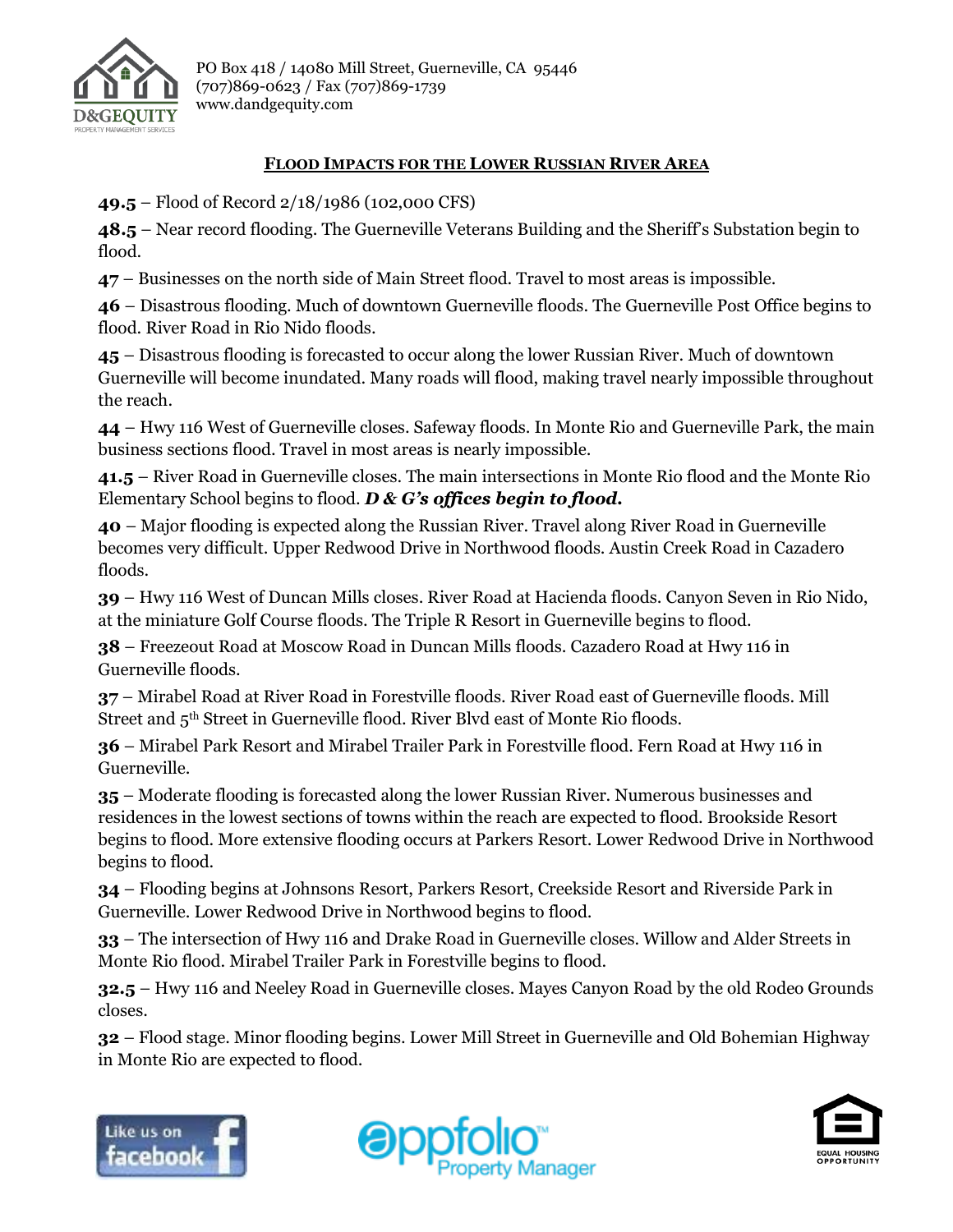PO Box 418 / 14080 Mill Street, Guerneville, CA 95446
(707)869-0623 / Fax (707)869-1739
www.dandgequity.com

## FLOOD IMPACTS FOR THE LOWER RUSSIAN RIVER AREA

**49.5** – Flood of Record 2/18/1986 (102,000 CFS)

**48.5** – Near record flooding. The Guerneville Veterans Building and the Sheriff's Substation begin to flood.

**47** – Businesses on the north side of Main Street flood. Travel to most areas is impossible.

**46** – Disastrous flooding. Much of downtown Guerneville floods. The Guerneville Post Office begins to flood. River Road in Rio Nido floods.

**45** – Disastrous flooding is forecasted to occur along the lower Russian River. Much of downtown Guerneville will become inundated. Many roads will flood, making travel nearly impossible throughout the reach.

**44** – Hwy 116 West of Guerneville closes. Safeway floods. In Monte Rio and Guerneville Park, the main business sections flood. Travel in most areas is nearly impossible.

**41.5** – River Road in Guerneville closes. The main intersections in Monte Rio flood and the Monte Rio Elementary School begins to flood. ***D & G's offices begin to flood.***

**40** – Major flooding is expected along the Russian River. Travel along River Road in Guerneville becomes very difficult. Upper Redwood Drive in Northwood floods. Austin Creek Road in Cazadero floods.

**39** – Hwy 116 West of Duncan Mills closes. River Road at Hacienda floods. Canyon Seven in Rio Nido, at the miniature Golf Course floods. The Triple R Resort in Guerneville begins to flood.

**38** – Freezeout Road at Moscow Road in Duncan Mills floods. Cazadero Road at Hwy 116 in Guerneville floods.

**37** – Mirabel Road at River Road in Forestville floods. River Road east of Guerneville floods. Mill Street and 5th Street in Guerneville flood. River Blvd east of Monte Rio floods.

**36** – Mirabel Park Resort and Mirabel Trailer Park in Forestville flood. Fern Road at Hwy 116 in Guerneville.

**35** – Moderate flooding is forecasted along the lower Russian River. Numerous businesses and residences in the lowest sections of towns within the reach are expected to flood. Brookside Resort begins to flood. More extensive flooding occurs at Parkers Resort. Lower Redwood Drive in Northwood begins to flood.

**34** – Flooding begins at Johnsons Resort, Parkers Resort, Creekside Resort and Riverside Park in Guerneville. Lower Redwood Drive in Northwood begins to flood.

**33** – The intersection of Hwy 116 and Drake Road in Guerneville closes. Willow and Alder Streets in Monte Rio flood. Mirabel Trailer Park in Forestville begins to flood.

**32.5** – Hwy 116 and Neeley Road in Guerneville closes. Mayes Canyon Road by the old Rodeo Grounds closes.

**32** – Flood stage. Minor flooding begins. Lower Mill Street in Guerneville and Old Bohemian Highway in Monte Rio are expected to flood.